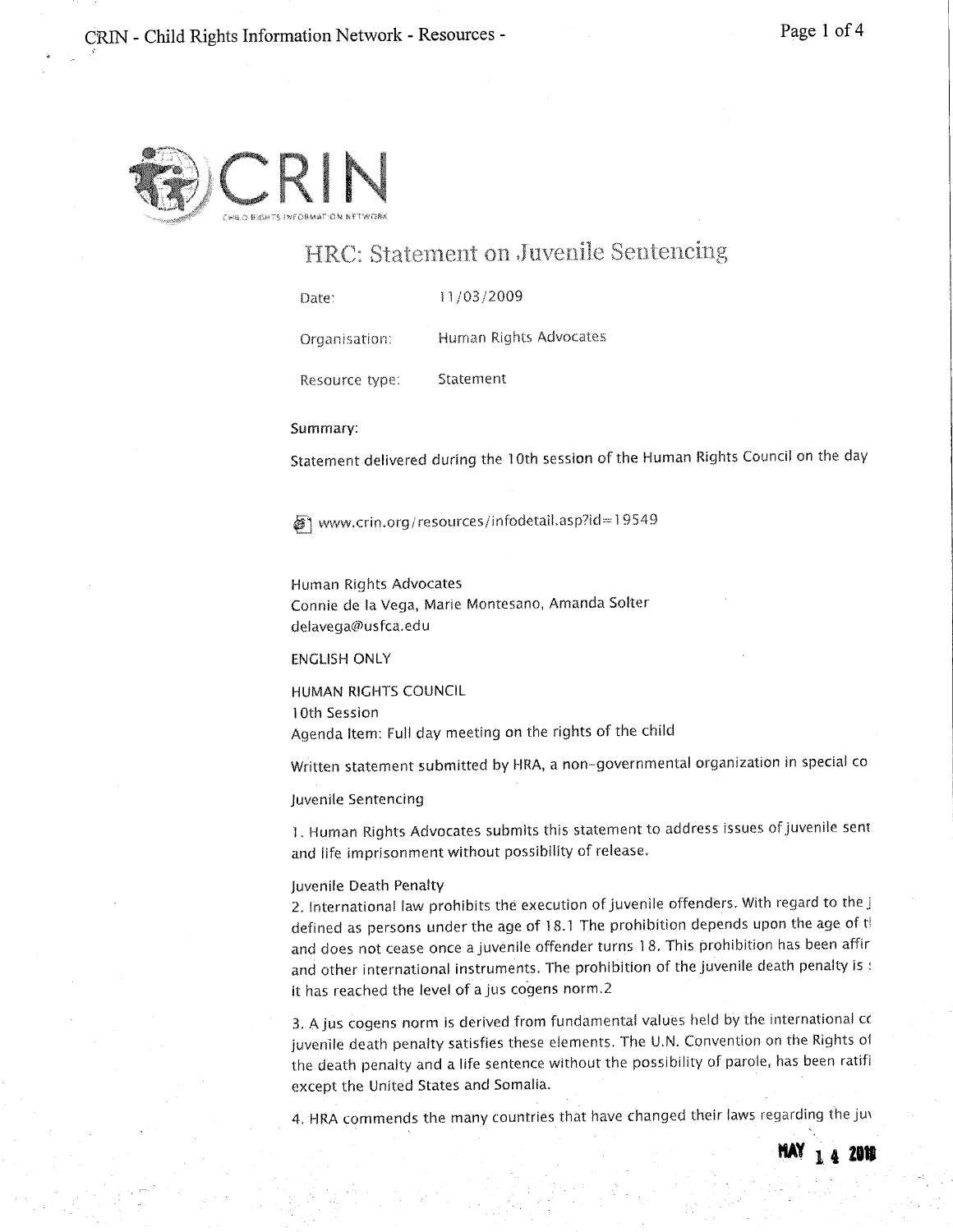CRIN

CHILD RIGHTS INFORMATION NETWORK

# HRC: Statement on Juvenile Sentencing

| | |
|---|---|
| Date: | 11/03/2009 |
| Organisation: | Human Rights Advocates |
| Resource type: | Statement |

Summary:

Statement delivered during the 10th session of the Human Rights Council on the day

www.crin.org/resources/infodetail.asp?id=19549

Human Rights Advocates
Connie de la Vega, Marie Montesano, Amanda Solter
delavega@usfca.edu

ENGLISH ONLY

HUMAN RIGHTS COUNCIL
10th Session
Agenda Item: Full day meeting on the rights of the child

Written statement submitted by HRA, a non-governmental organization in special co

Juvenile Sentencing

1. Human Rights Advocates submits this statement to address issues of juvenile sent and life imprisonment without possibility of release.

Juvenile Death Penalty
2. International law prohibits the execution of juvenile offenders. With regard to the j defined as persons under the age of 18.1 The prohibition depends upon the age of t and does not cease once a juvenile offender turns 18. This prohibition has been affir and other international instruments. The prohibition of the juvenile death penalty is it has reached the level of a jus cogens norm.2

3. A jus cogens norm is derived from fundamental values held by the international cc juvenile death penalty satisfies these elements. The U.N. Convention on the Rights o the death penalty and a life sentence without the possibility of parole, has been ratifi except the United States and Somalia.

4. HRA commends the many countries that have changed their laws regarding the ju

MAY 14 2010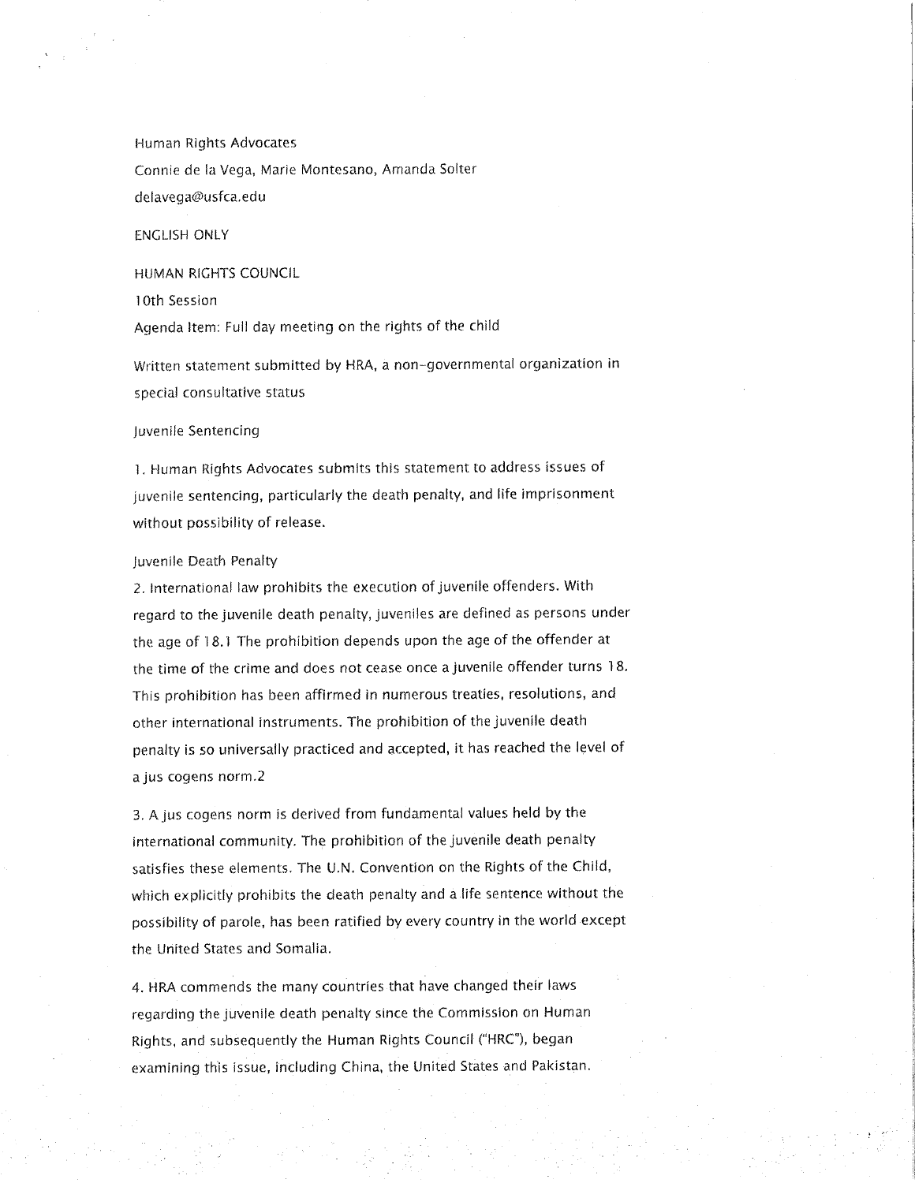Human Rights Advocates

Connie de la Vega, Marie Montesano, Amanda Solter

delavega@usfca.edu

ENGLISH ONLY

HUMAN RIGHTS COUNCIL

10th Session

Agenda Item: Full day meeting on the rights of the child

Written statement submitted by HRA, a non-governmental organization in special consultative status

Juvenile Sentencing

1. Human Rights Advocates submits this statement to address issues of juvenile sentencing, particularly the death penalty, and life imprisonment without possibility of release.

Juvenile Death Penalty

2. International law prohibits the execution of juvenile offenders. With regard to the juvenile death penalty, juveniles are defined as persons under the age of 18.[1] The prohibition depends upon the age of the offender at the time of the crime and does not cease once a juvenile offender turns 18. This prohibition has been affirmed in numerous treaties, resolutions, and other international instruments. The prohibition of the juvenile death penalty is so universally practiced and accepted, it has reached the level of a jus cogens norm.[2]

3. A jus cogens norm is derived from fundamental values held by the international community. The prohibition of the juvenile death penalty satisfies these elements. The U.N. Convention on the Rights of the Child, which explicitly prohibits the death penalty and a life sentence without the possibility of parole, has been ratified by every country in the world except the United States and Somalia.

4. HRA commends the many countries that have changed their laws regarding the juvenile death penalty since the Commission on Human Rights, and subsequently the Human Rights Council ("HRC"), began examining this issue, including China, the United States and Pakistan.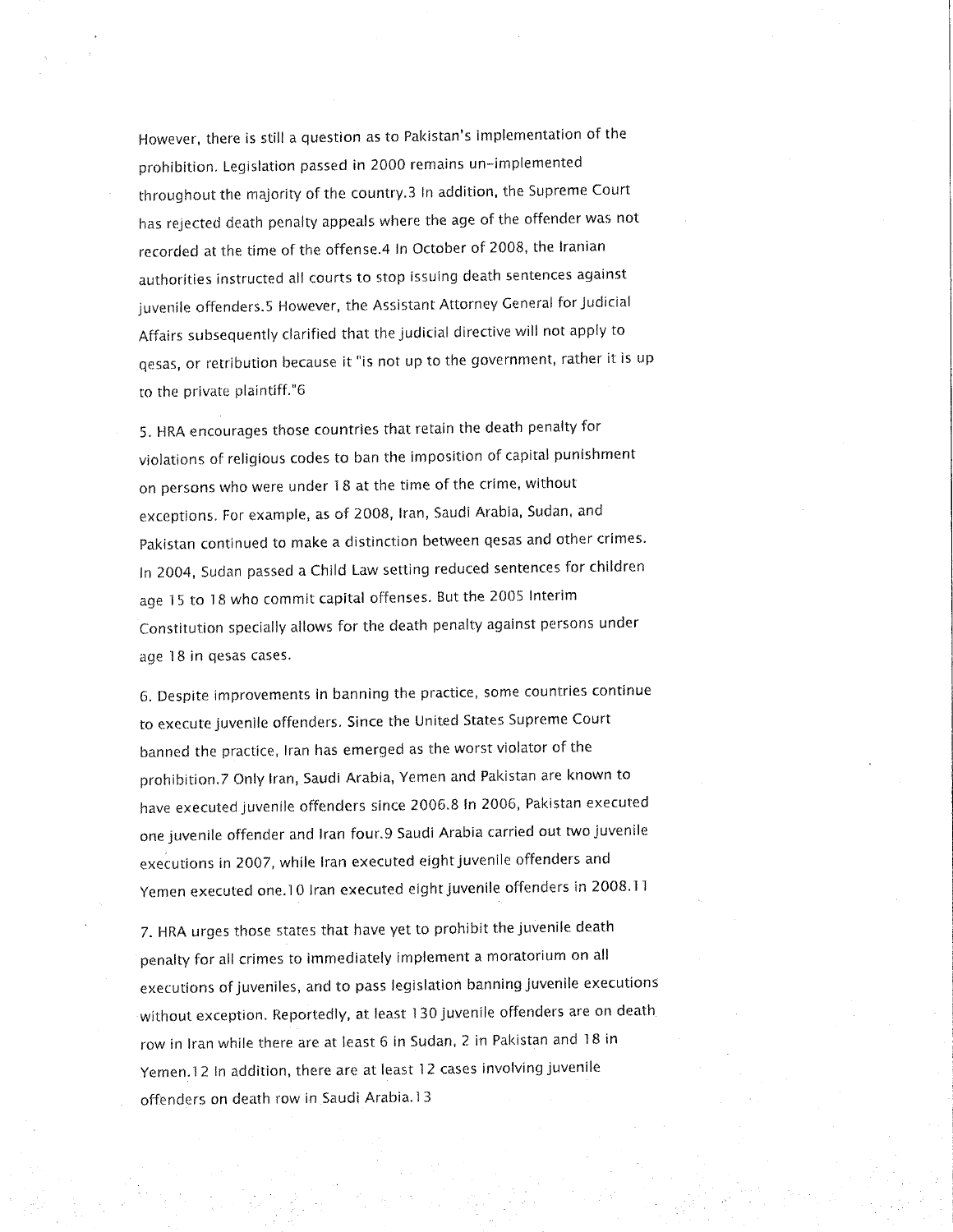However, there is still a question as to Pakistan's implementation of the prohibition. Legislation passed in 2000 remains un-implemented throughout the majority of the country.[3] In addition, the Supreme Court has rejected death penalty appeals where the age of the offender was not recorded at the time of the offense.[4] In October of 2008, the Iranian authorities instructed all courts to stop issuing death sentences against juvenile offenders.[5] However, the Assistant Attorney General for Judicial Affairs subsequently clarified that the judicial directive will not apply to qesas, or retribution because it "is not up to the government, rather it is up to the private plaintiff."[6]

5. HRA encourages those countries that retain the death penalty for violations of religious codes to ban the imposition of capital punishment on persons who were under 18 at the time of the crime, without exceptions. For example, as of 2008, Iran, Saudi Arabia, Sudan, and Pakistan continued to make a distinction between qesas and other crimes. In 2004, Sudan passed a Child Law setting reduced sentences for children age 15 to 18 who commit capital offenses. But the 2005 Interim Constitution specially allows for the death penalty against persons under age 18 in qesas cases.

6. Despite improvements in banning the practice, some countries continue to execute juvenile offenders. Since the United States Supreme Court banned the practice, Iran has emerged as the worst violator of the prohibition.[7] Only Iran, Saudi Arabia, Yemen and Pakistan are known to have executed juvenile offenders since 2006.[8] In 2006, Pakistan executed one juvenile offender and Iran four.[9] Saudi Arabia carried out two juvenile executions in 2007, while Iran executed eight juvenile offenders and Yemen executed one.[10] Iran executed eight juvenile offenders in 2008.[11]

7. HRA urges those states that have yet to prohibit the juvenile death penalty for all crimes to immediately implement a moratorium on all executions of juveniles, and to pass legislation banning juvenile executions without exception. Reportedly, at least 130 juvenile offenders are on death row in Iran while there are at least 6 in Sudan, 2 in Pakistan and 18 in Yemen.[12] In addition, there are at least 12 cases involving juvenile offenders on death row in Saudi Arabia.[13]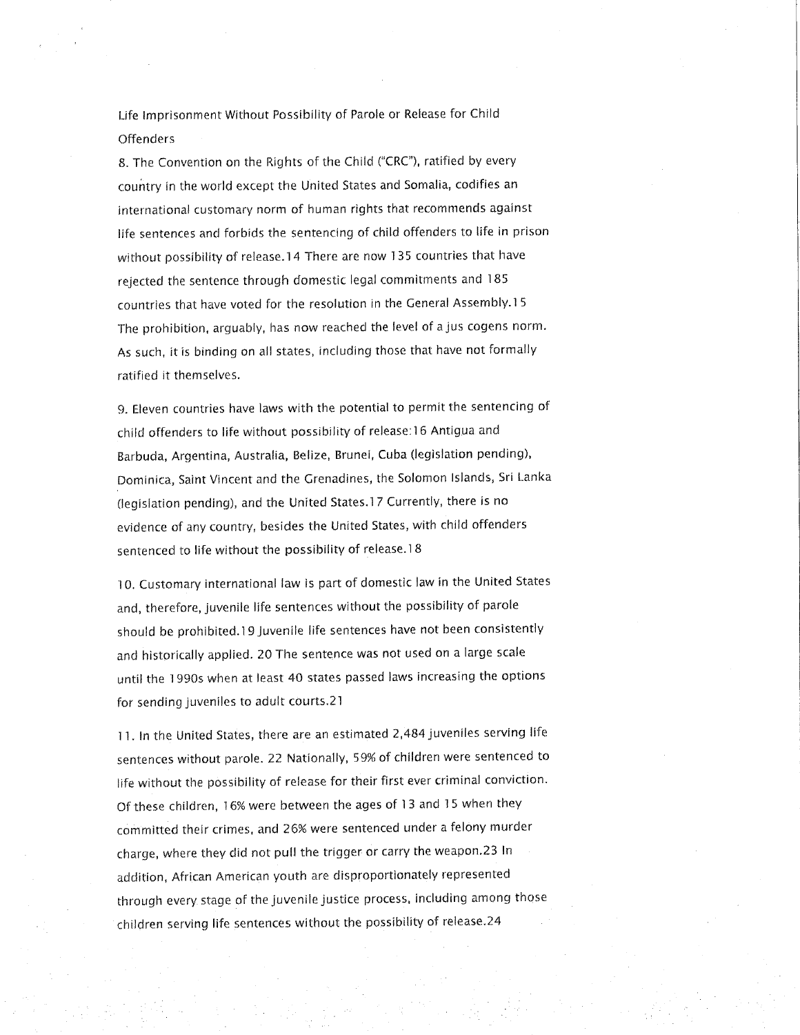## Life Imprisonment Without Possibility of Parole or Release for Child Offenders

8. The Convention on the Rights of the Child ("CRC"), ratified by every country in the world except the United States and Somalia, codifies an international customary norm of human rights that recommends against life sentences and forbids the sentencing of child offenders to life in prison without possibility of release.[14] There are now 135 countries that have rejected the sentence through domestic legal commitments and 185 countries that have voted for the resolution in the General Assembly.[15] The prohibition, arguably, has now reached the level of a jus cogens norm. As such, it is binding on all states, including those that have not formally ratified it themselves.

9. Eleven countries have laws with the potential to permit the sentencing of child offenders to life without possibility of release:[16] Antigua and Barbuda, Argentina, Australia, Belize, Brunei, Cuba (legislation pending), Dominica, Saint Vincent and the Grenadines, the Solomon Islands, Sri Lanka (legislation pending), and the United States.[17] Currently, there is no evidence of any country, besides the United States, with child offenders sentenced to life without the possibility of release.[18]

10. Customary international law is part of domestic law in the United States and, therefore, juvenile life sentences without the possibility of parole should be prohibited.[19] Juvenile life sentences have not been consistently and historically applied.[20] The sentence was not used on a large scale until the 1990s when at least 40 states passed laws increasing the options for sending juveniles to adult courts.[21]

11. In the United States, there are an estimated 2,484 juveniles serving life sentences without parole.[22] Nationally, 59% of children were sentenced to life without the possibility of release for their first ever criminal conviction. Of these children, 16% were between the ages of 13 and 15 when they committed their crimes, and 26% were sentenced under a felony murder charge, where they did not pull the trigger or carry the weapon.[23] In addition, African American youth are disproportionately represented through every stage of the juvenile justice process, including among those children serving life sentences without the possibility of release.[24]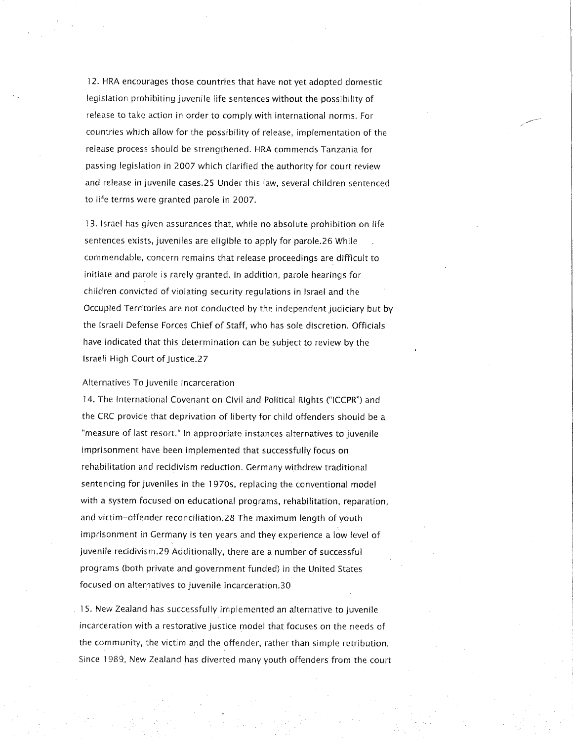12. HRA encourages those countries that have not yet adopted domestic legislation prohibiting juvenile life sentences without the possibility of release to take action in order to comply with international norms. For countries which allow for the possibility of release, implementation of the release process should be strengthened. HRA commends Tanzania for passing legislation in 2007 which clarified the authority for court review and release in juvenile cases.25 Under this law, several children sentenced to life terms were granted parole in 2007.

13. Israel has given assurances that, while no absolute prohibition on life sentences exists, juveniles are eligible to apply for parole.26 While commendable, concern remains that release proceedings are difficult to initiate and parole is rarely granted. In addition, parole hearings for children convicted of violating security regulations in Israel and the Occupied Territories are not conducted by the independent judiciary but by the Israeli Defense Forces Chief of Staff, who has sole discretion. Officials have indicated that this determination can be subject to review by the Israeli High Court of Justice.27

Alternatives To Juvenile Incarceration

14. The International Covenant on Civil and Political Rights ("ICCPR") and the CRC provide that deprivation of liberty for child offenders should be a "measure of last resort." In appropriate instances alternatives to juvenile imprisonment have been implemented that successfully focus on rehabilitation and recidivism reduction. Germany withdrew traditional sentencing for juveniles in the 1970s, replacing the conventional model with a system focused on educational programs, rehabilitation, reparation, and victim-offender reconciliation.28 The maximum length of youth imprisonment in Germany is ten years and they experience a low level of juvenile recidivism.29 Additionally, there are a number of successful programs (both private and government funded) in the United States focused on alternatives to juvenile incarceration.30

15. New Zealand has successfully implemented an alternative to juvenile incarceration with a restorative justice model that focuses on the needs of the community, the victim and the offender, rather than simple retribution. Since 1989, New Zealand has diverted many youth offenders from the court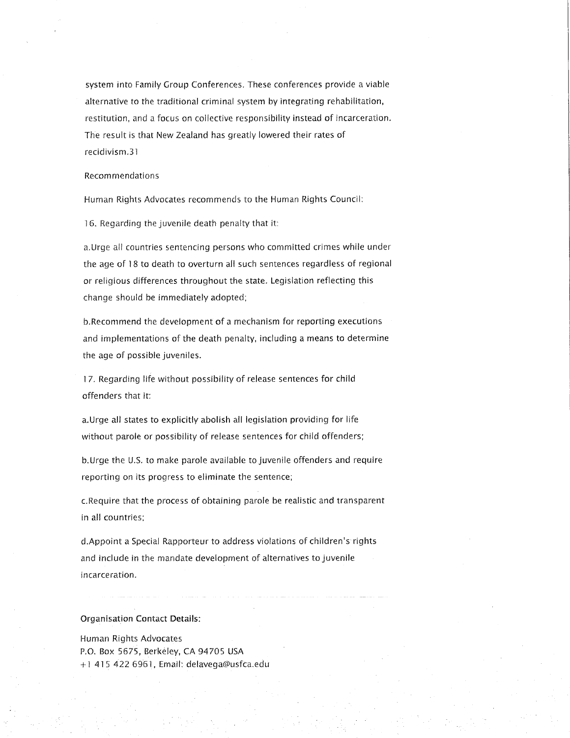system into Family Group Conferences. These conferences provide a viable alternative to the traditional criminal system by integrating rehabilitation, restitution, and a focus on collective responsibility instead of incarceration. The result is that New Zealand has greatly lowered their rates of recidivism.31

## Recommendations

Human Rights Advocates recommends to the Human Rights Council:

16. Regarding the juvenile death penalty that it:

a. Urge all countries sentencing persons who committed crimes while under the age of 18 to death to overturn all such sentences regardless of regional or religious differences throughout the state. Legislation reflecting this change should be immediately adopted;

b. Recommend the development of a mechanism for reporting executions and implementations of the death penalty, including a means to determine the age of possible juveniles.

17. Regarding life without possibility of release sentences for child offenders that it:

a. Urge all states to explicitly abolish all legislation providing for life without parole or possibility of release sentences for child offenders;

b. Urge the U.S. to make parole available to juvenile offenders and require reporting on its progress to eliminate the sentence;

c. Require that the process of obtaining parole be realistic and transparent in all countries;

d. Appoint a Special Rapporteur to address violations of children's rights and include in the mandate development of alternatives to juvenile incarceration.

---

**Organisation Contact Details:**

Human Rights Advocates
P.O. Box 5675, Berkeley, CA 94705 USA
+1 415 422 6961, Email: delavega@usfca.edu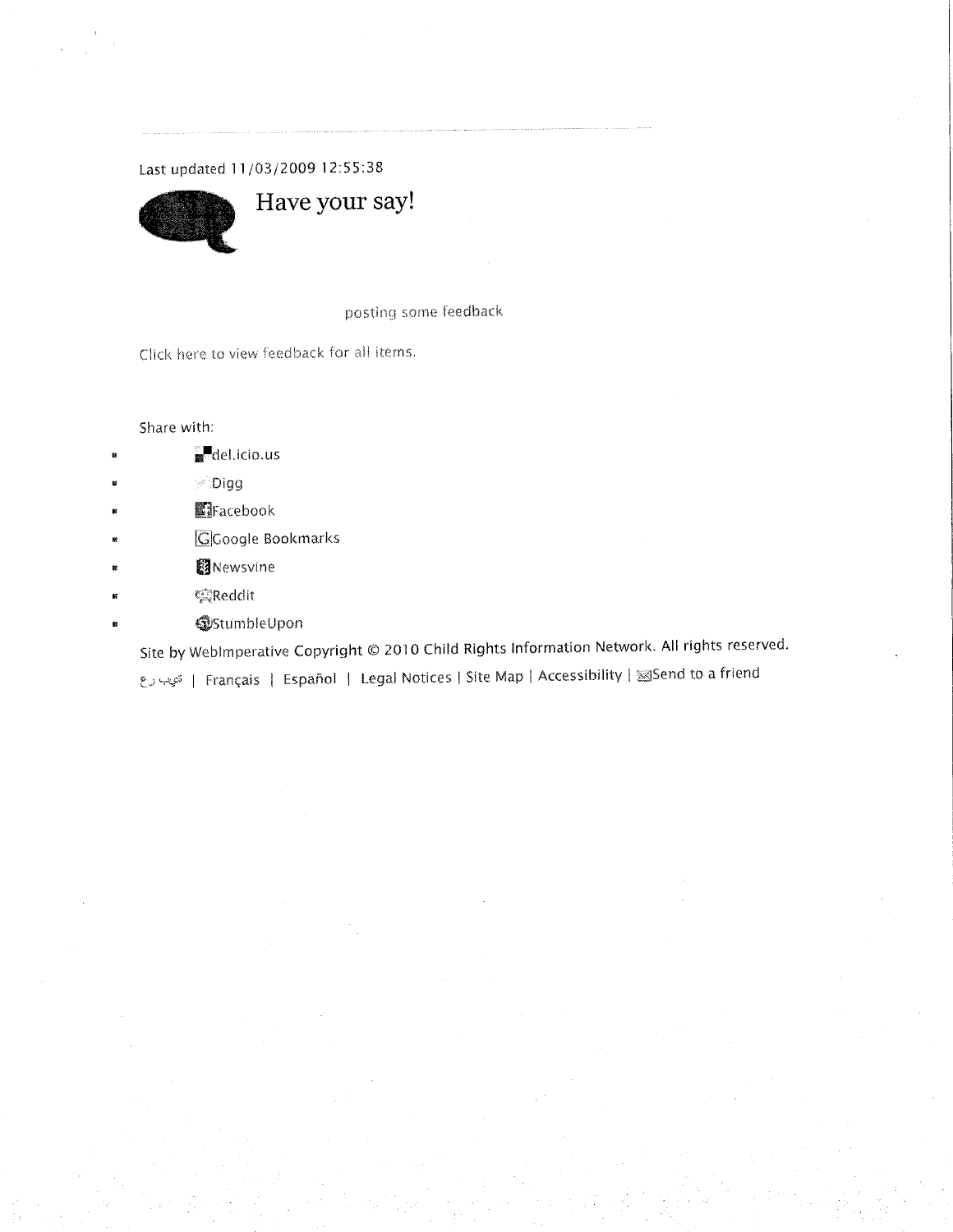Last updated 11/03/2009 12:55:38

## Have your say!

posting some feedback

Click here to view feedback for all items.

Share with:

- del.icio.us
- Digg
- Facebook
- Google Bookmarks
- Newsvine
- Reddit
- StumbleUpon

Site by WebImperative Copyright © 2010 Child Rights Information Network. All rights reserved.

عربي | Français | Español | Legal Notices | Site Map | Accessibility | Send to a friend